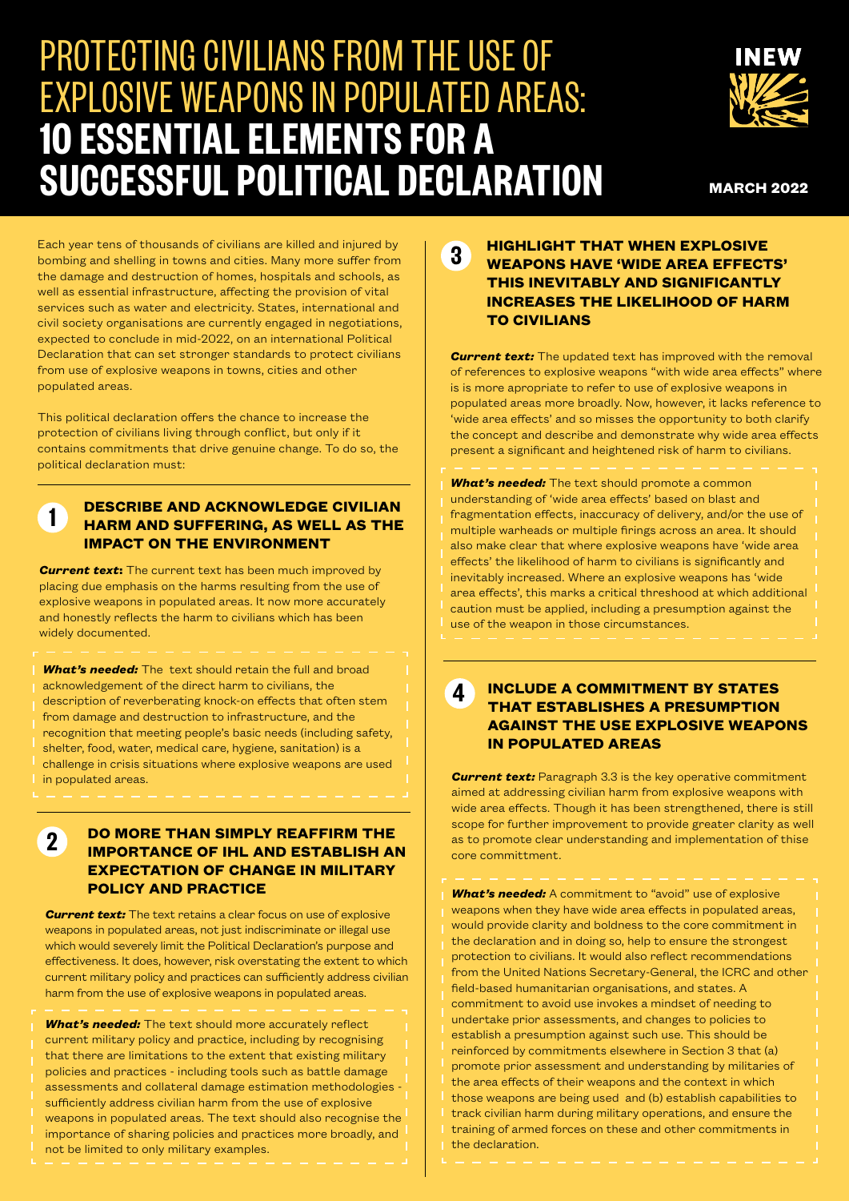# PROTECTING CIVILIANS FROM THE USE OF EXPLOSIVE WEAPONS IN POPULATED AREAS: **10 ESSENTIAL ELEMENTS FOR A SUCCESSFUL POLITICAL DECLARATION**

INEW

MARCH 2022

Each year tens of thousands of civilians are killed and injured by bombing and shelling in towns and cities. Many more suffer from the damage and destruction of homes, hospitals and schools, as well as essential infrastructure, affecting the provision of vital services such as water and electricity. States, international and civil society organisations are currently engaged in negotiations, expected to conclude in mid-2022, on an international Political Declaration that can set stronger standards to protect civilians from use of explosive weapons in towns, cities and other populated areas.

This political declaration offers the chance to increase the protection of civilians living through conflict, but only if it contains commitments that drive genuine change. To do so, the political declaration must:

## 1 DESCRIBE AND ACKNOWLEDGE CIVILIAN HARM AND SUFFERING, AS WELL AS THE IMPACT ON THE ENVIRONMENT

***Current text*****:** The current text has been much improved by placing due emphasis on the harms resulting from the use of explosive weapons in populated areas. It now more accurately and honestly reflects the harm to civilians which has been widely documented.

***What's needed:*** The text should retain the full and broad acknowledgement of the direct harm to civilians, the description of reverberating knock-on effects that often stem from damage and destruction to infrastructure, and the recognition that meeting people's basic needs (including safety, shelter, food, water, medical care, hygiene, sanitation) is a challenge in crisis situations where explosive weapons are used in populated areas.

## 2 DO MORE THAN SIMPLY REAFFIRM THE IMPORTANCE OF IHL AND ESTABLISH AN EXPECTATION OF CHANGE IN MILITARY POLICY AND PRACTICE

***Current text:*** The text retains a clear focus on use of explosive weapons in populated areas, not just indiscriminate or illegal use which would severely limit the Political Declaration's purpose and effectiveness. It does, however, risk overstating the extent to which current military policy and practices can sufficiently address civilian harm from the use of explosive weapons in populated areas.

***What's needed:*** The text should more accurately reflect current military policy and practice, including by recognising that there are limitations to the extent that existing military policies and practices - including tools such as battle damage assessments and collateral damage estimation methodologies - sufficiently address civilian harm from the use of explosive weapons in populated areas. The text should also recognise the importance of sharing policies and practices more broadly, and not be limited to only military examples.

## 3 HIGHLIGHT THAT WHEN EXPLOSIVE WEAPONS HAVE 'WIDE AREA EFFECTS' THIS INEVITABLY AND SIGNIFICANTLY INCREASES THE LIKELIHOOD OF HARM TO CIVILIANS

***Current text:*** The updated text has improved with the removal of references to explosive weapons "with wide area effects" where is is more apropriate to refer to use of explosive weapons in populated areas more broadly. Now, however, it lacks reference to 'wide area effects' and so misses the opportunity to both clarify the concept and describe and demonstrate why wide area effects present a significant and heightened risk of harm to civilians.

***What's needed:*** The text should promote a common understanding of 'wide area effects' based on blast and fragmentation effects, inaccuracy of delivery, and/or the use of multiple warheads or multiple firings across an area. It should also make clear that where explosive weapons have 'wide area effects' the likelihood of harm to civilians is significantly and inevitably increased. Where an explosive weapons has 'wide area effects', this marks a critical threshood at which additional caution must be applied, including a presumption against the use of the weapon in those circumstances.

## 4 INCLUDE A COMMITMENT BY STATES THAT ESTABLISHES A PRESUMPTION AGAINST THE USE EXPLOSIVE WEAPONS IN POPULATED AREAS

***Current text:*** Paragraph 3.3 is the key operative commitment aimed at addressing civilian harm from explosive weapons with wide area effects. Though it has been strengthened, there is still scope for further improvement to provide greater clarity as well as to promote clear understanding and implementation of thise core committment.

***What's needed:*** A commitment to "avoid" use of explosive weapons when they have wide area effects in populated areas, would provide clarity and boldness to the core commitment in the declaration and in doing so, help to ensure the strongest protection to civilians. It would also reflect recommendations from the United Nations Secretary-General, the ICRC and other field-based humanitarian organisations, and states. A commitment to avoid use invokes a mindset of needing to undertake prior assessments, and changes to policies to establish a presumption against such use. This should be reinforced by commitments elsewhere in Section 3 that (a) promote prior assessment and understanding by militaries of the area effects of their weapons and the context in which those weapons are being used and (b) establish capabilities to track civilian harm during military operations, and ensure the training of armed forces on these and other commitments in the declaration.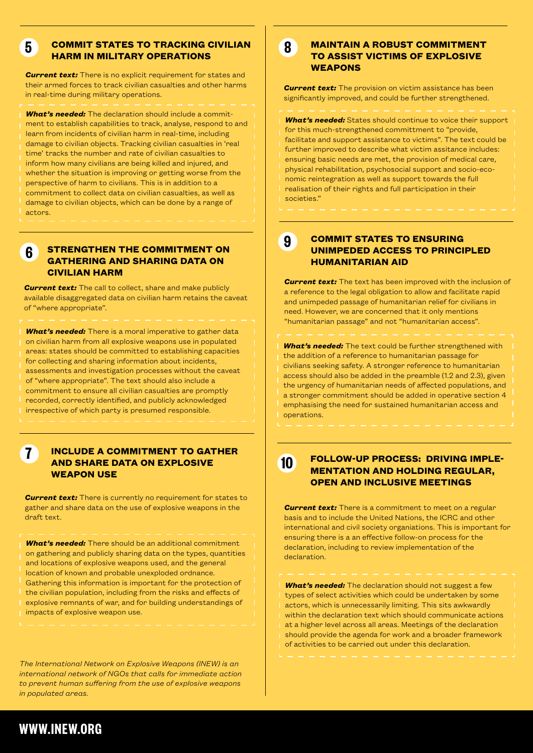## 5 COMMIT STATES TO TRACKING CIVILIAN HARM IN MILITARY OPERATIONS

***Current text:*** There is no explicit requirement for states and their armed forces to track civilian casualties and other harms in real-time during military operations.

***What's needed:*** The declaration should include a commitment to establish capabilities to track, analyse, respond to and learn from incidents of civilian harm in real-time, including damage to civilian objects. Tracking civilian casualties in 'real time' tracks the number and rate of civilian casualties to inform how many civilians are being killed and injured, and whether the situation is improving or getting worse from the perspective of harm to civilians. This is in addition to a commitment to collect data on civilian casualties, as well as damage to civilian objects, which can be done by a range of actors.

## 6 STRENGTHEN THE COMMITMENT ON GATHERING AND SHARING DATA ON CIVILIAN HARM

***Current text:*** The call to collect, share and make publicly available disaggregated data on civilian harm retains the caveat of "where appropriate".

***What's needed:*** There is a moral imperative to gather data on civilian harm from all explosive weapons use in populated areas: states should be committed to establishing capacities for collecting and sharing information about incidents, assessments and investigation processes without the caveat of "where appropriate". The text should also include a commitment to ensure all civilian casualties are promptly recorded, correctly identified, and publicly acknowledged irrespective of which party is presumed responsible.

## 7 INCLUDE A COMMITMENT TO GATHER AND SHARE DATA ON EXPLOSIVE WEAPON USE

***Current text:*** There is currently no requirement for states to gather and share data on the use of explosive weapons in the draft text.

***What's needed:*** There should be an additional commitment on gathering and publicly sharing data on the types, quantities and locations of explosive weapons used, and the general location of known and probable unexploded ordnance. Gathering this information is important for the protection of the civilian population, including from the risks and effects of explosive remnants of war, and for building understandings of impacts of explosive weapon use.

*The International Network on Explosive Weapons (INEW) is an international network of NGOs that calls for immediate action to prevent human suffering from the use of explosive weapons in populated areas.*

## 8 MAINTAIN A ROBUST COMMITMENT TO ASSIST VICTIMS OF EXPLOSIVE WEAPONS

***Current text:*** The provision on victim assistance has been significantly improved, and could be further strengthened.

***What's needed:*** States should continue to voice their support for this much-strengthened committment to "provide, facilitate and support assistance to victims". The text could be further improved to describe what victim assitance includes: ensuring basic needs are met, the provision of medical care, physical rehabilitation, psychosocial support and socio-economic reintegration as well as support towards the full realisation of their rights and full participation in their societies."

## 9 COMMIT STATES TO ENSURING UNIMPEDED ACCESS TO PRINCIPLED HUMANITARIAN AID

***Current text:*** The text has been improved with the inclusion of a reference to the legal obligation to allow and facilitate rapid and unimpeded passage of humanitarian relief for civilians in need. However, we are concerned that it only mentions "humanitarian passage" and not "humanitarian access".

***What's needed:*** The text could be further strengthened with the addition of a reference to humanitarian passage for civilians seeking safety. A stronger reference to humanitarian access should also be added in the preamble (1.2 and 2.3), given the urgency of humanitarian needs of affected populations, and a stronger commitment should be added in operative section 4 emphasising the need for sustained humanitarian access and operations.

## 10 FOLLOW-UP PROCESS: DRIVING IMPLEMENTATION AND HOLDING REGULAR, OPEN AND INCLUSIVE MEETINGS

***Current text:*** There is a commitment to meet on a regular basis and to include the United Nations, the ICRC and other international and civil society organiations. This is important for ensuring there is a an effective follow-on process for the declaration, including to review implementation of the declaration.

***What's needed:*** The declaration should not suggest a few types of select activities which could be undertaken by some actors, which is unnecessarily limiting. This sits awkwardly within the declaration text which should communicate actions at a higher level across all areas. Meetings of the declaration should provide the agenda for work and a broader framework of activities to be carried out under this declaration.

**WWW.INEW.ORG**